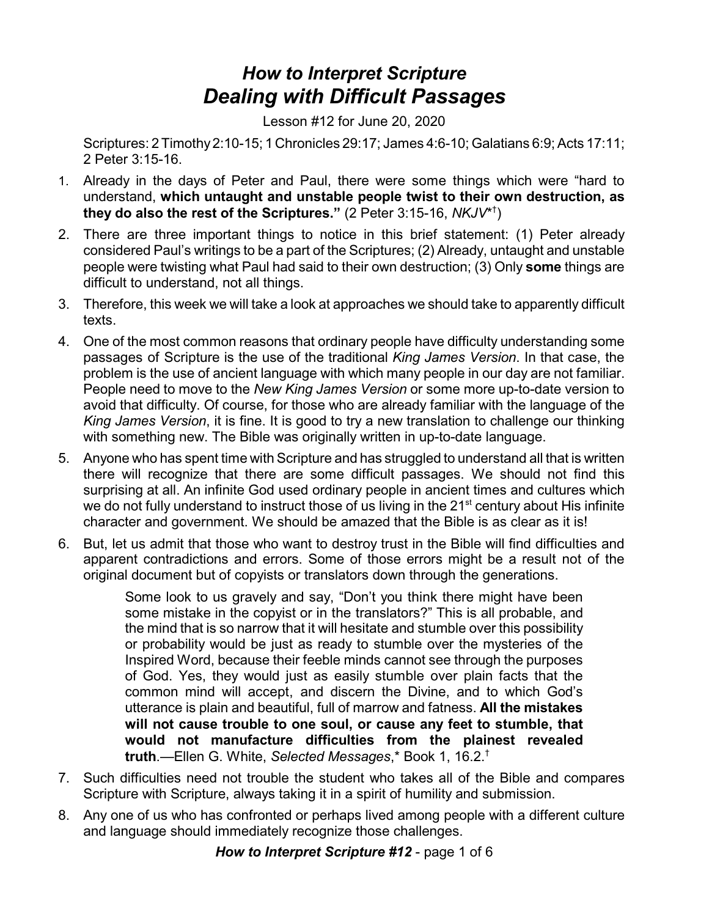# *How to Interpret Scripture*
# *Dealing with Difficult Passages*

Lesson #12 for June 20, 2020

Scriptures: 2 Timothy 2:10-15; 1 Chronicles 29:17; James 4:6-10; Galatians 6:9; Acts 17:11; 2 Peter 3:15-16.

1. Already in the days of Peter and Paul, there were some things which were "hard to understand, **which untaught and unstable people twist to their own destruction, as they do also the rest of the Scriptures."** (2 Peter 3:15-16, *NKJV*\*†)
2. There are three important things to notice in this brief statement: (1) Peter already considered Paul's writings to be a part of the Scriptures; (2) Already, untaught and unstable people were twisting what Paul had said to their own destruction; (3) Only **some** things are difficult to understand, not all things.
3. Therefore, this week we will take a look at approaches we should take to apparently difficult texts.
4. One of the most common reasons that ordinary people have difficulty understanding some passages of Scripture is the use of the traditional *King James Version*. In that case, the problem is the use of ancient language with which many people in our day are not familiar. People need to move to the *New King James Version* or some more up-to-date version to avoid that difficulty. Of course, for those who are already familiar with the language of the *King James Version*, it is fine. It is good to try a new translation to challenge our thinking with something new. The Bible was originally written in up-to-date language.
5. Anyone who has spent time with Scripture and has struggled to understand all that is written there will recognize that there are some difficult passages. We should not find this surprising at all. An infinite God used ordinary people in ancient times and cultures which we do not fully understand to instruct those of us living in the 21st century about His infinite character and government. We should be amazed that the Bible is as clear as it is!
6. But, let us admit that those who want to destroy trust in the Bible will find difficulties and apparent contradictions and errors. Some of those errors might be a result not of the original document but of copyists or translators down through the generations.

> Some look to us gravely and say, "Don't you think there might have been some mistake in the copyist or in the translators?" This is all probable, and the mind that is so narrow that it will hesitate and stumble over this possibility or probability would be just as ready to stumble over the mysteries of the Inspired Word, because their feeble minds cannot see through the purposes of God. Yes, they would just as easily stumble over plain facts that the common mind will accept, and discern the Divine, and to which God's utterance is plain and beautiful, full of marrow and fatness. **All the mistakes will not cause trouble to one soul, or cause any feet to stumble, that would not manufacture difficulties from the plainest revealed truth**.—Ellen G. White, *Selected Messages*,\* Book 1, 16.2.†

7. Such difficulties need not trouble the student who takes all of the Bible and compares Scripture with Scripture, always taking it in a spirit of humility and submission.
8. Any one of us who has confronted or perhaps lived among people with a different culture and language should immediately recognize those challenges.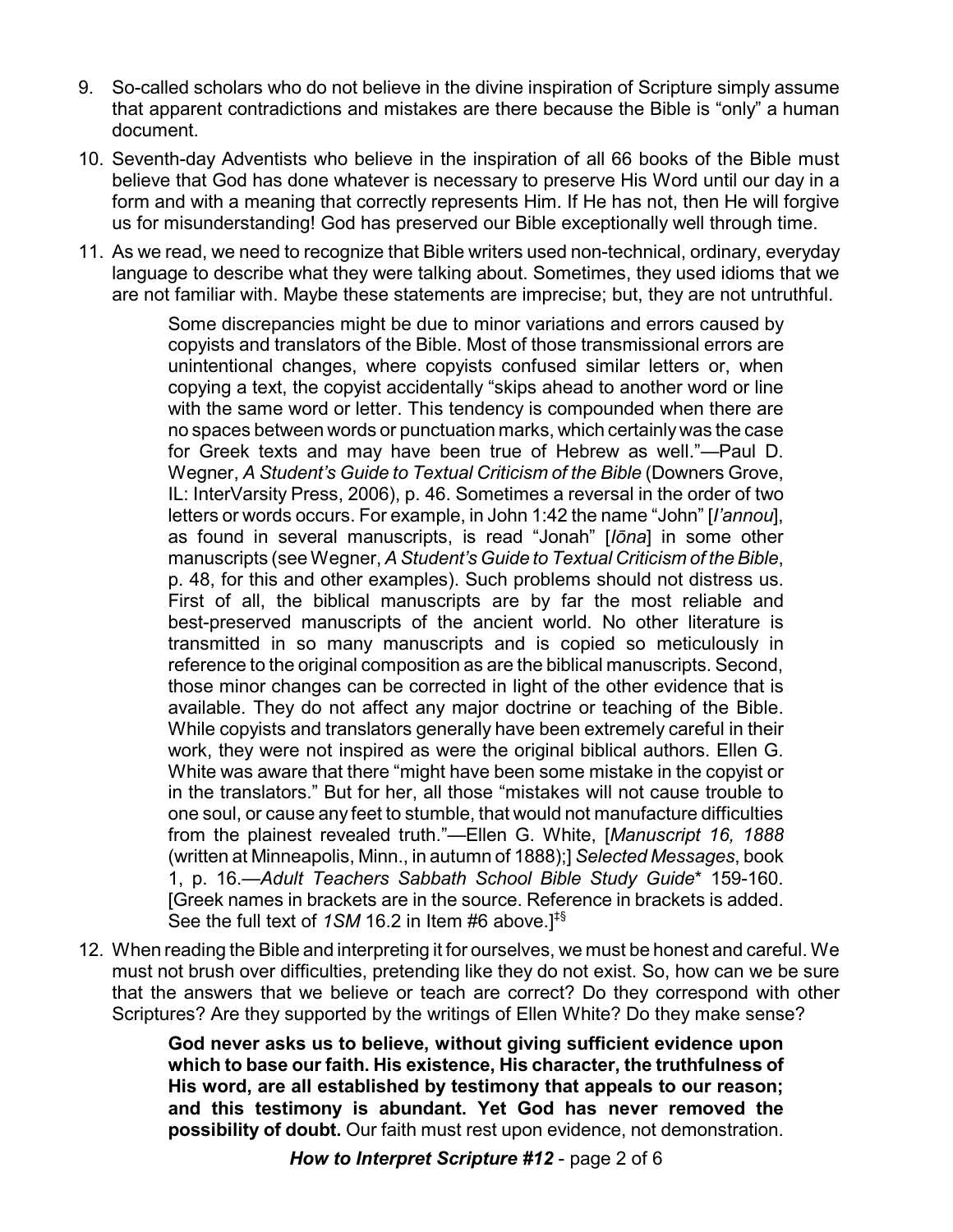9. So-called scholars who do not believe in the divine inspiration of Scripture simply assume that apparent contradictions and mistakes are there because the Bible is "only" a human document.

10. Seventh-day Adventists who believe in the inspiration of all 66 books of the Bible must believe that God has done whatever is necessary to preserve His Word until our day in a form and with a meaning that correctly represents Him. If He has not, then He will forgive us for misunderstanding! God has preserved our Bible exceptionally well through time.

11. As we read, we need to recognize that Bible writers used non-technical, ordinary, everyday language to describe what they were talking about. Sometimes, they used idioms that we are not familiar with. Maybe these statements are imprecise; but, they are not untruthful.

> Some discrepancies might be due to minor variations and errors caused by copyists and translators of the Bible. Most of those transmissional errors are unintentional changes, where copyists confused similar letters or, when copying a text, the copyist accidentally "skips ahead to another word or line with the same word or letter. This tendency is compounded when there are no spaces between words or punctuation marks, which certainly was the case for Greek texts and may have been true of Hebrew as well."—Paul D. Wegner, *A Student's Guide to Textual Criticism of the Bible* (Downers Grove, IL: InterVarsity Press, 2006), p. 46. Sometimes a reversal in the order of two letters or words occurs. For example, in John 1:42 the name "John" [*I'annou*], as found in several manuscripts, is read "Jonah" [*Iōna*] in some other manuscripts (see Wegner, *A Student's Guide to Textual Criticism of the Bible*, p. 48, for this and other examples). Such problems should not distress us. First of all, the biblical manuscripts are by far the most reliable and best-preserved manuscripts of the ancient world. No other literature is transmitted in so many manuscripts and is copied so meticulously in reference to the original composition as are the biblical manuscripts. Second, those minor changes can be corrected in light of the other evidence that is available. They do not affect any major doctrine or teaching of the Bible. While copyists and translators generally have been extremely careful in their work, they were not inspired as were the original biblical authors. Ellen G. White was aware that there "might have been some mistake in the copyist or in the translators." But for her, all those "mistakes will not cause trouble to one soul, or cause any feet to stumble, that would not manufacture difficulties from the plainest revealed truth."—Ellen G. White, [*Manuscript 16, 1888* (written at Minneapolis, Minn., in autumn of 1888);] *Selected Messages*, book 1, p. 16.—*Adult Teachers Sabbath School Bible Study Guide*\* 159-160. [Greek names in brackets are in the source. Reference in brackets is added. See the full text of *1SM* 16.2 in Item #6 above.]‡§

12. When reading the Bible and interpreting it for ourselves, we must be honest and careful. We must not brush over difficulties, pretending like they do not exist. So, how can we be sure that the answers that we believe or teach are correct? Do they correspond with other Scriptures? Are they supported by the writings of Ellen White? Do they make sense?

> **God never asks us to believe, without giving sufficient evidence upon which to base our faith. His existence, His character, the truthfulness of His word, are all established by testimony that appeals to our reason; and this testimony is abundant. Yet God has never removed the possibility of doubt.** Our faith must rest upon evidence, not demonstration.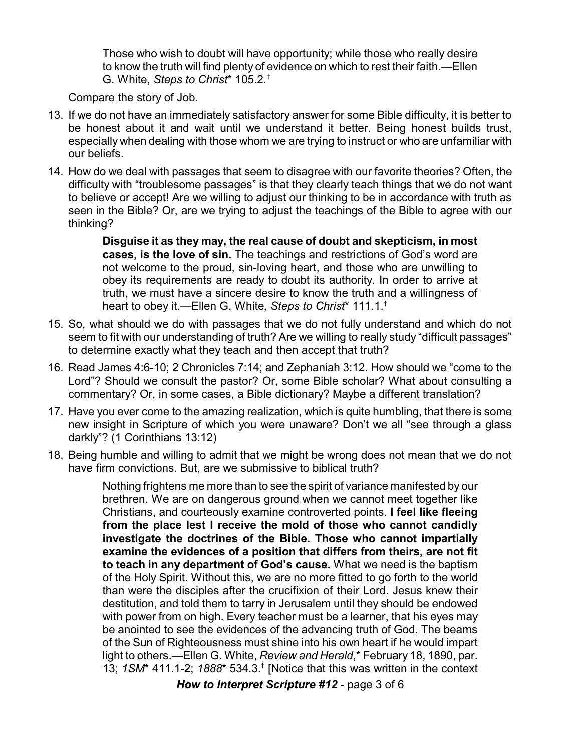> Those who wish to doubt will have opportunity; while those who really desire to know the truth will find plenty of evidence on which to rest their faith.—Ellen G. White, *Steps to Christ*\* 105.2.†

Compare the story of Job.

13. If we do not have an immediately satisfactory answer for some Bible difficulty, it is better to be honest about it and wait until we understand it better. Being honest builds trust, especially when dealing with those whom we are trying to instruct or who are unfamiliar with our beliefs.
14. How do we deal with passages that seem to disagree with our favorite theories? Often, the difficulty with "troublesome passages" is that they clearly teach things that we do not want to believe or accept! Are we willing to adjust our thinking to be in accordance with truth as seen in the Bible? Or, are we trying to adjust the teachings of the Bible to agree with our thinking?

> **Disguise it as they may, the real cause of doubt and skepticism, in most cases, is the love of sin.** The teachings and restrictions of God's word are not welcome to the proud, sin-loving heart, and those who are unwilling to obey its requirements are ready to doubt its authority. In order to arrive at truth, we must have a sincere desire to know the truth and a willingness of heart to obey it.—Ellen G. White*, Steps to Christ*\* 111.1.†

15. So, what should we do with passages that we do not fully understand and which do not seem to fit with our understanding of truth? Are we willing to really study "difficult passages" to determine exactly what they teach and then accept that truth?
16. Read James 4:6-10; 2 Chronicles 7:14; and Zephaniah 3:12. How should we "come to the Lord"? Should we consult the pastor? Or, some Bible scholar? What about consulting a commentary? Or, in some cases, a Bible dictionary? Maybe a different translation?
17. Have you ever come to the amazing realization, which is quite humbling, that there is some new insight in Scripture of which you were unaware? Don't we all "see through a glass darkly"? (1 Corinthians 13:12)
18. Being humble and willing to admit that we might be wrong does not mean that we do not have firm convictions. But, are we submissive to biblical truth?

> Nothing frightens me more than to see the spirit of variance manifested by our brethren. We are on dangerous ground when we cannot meet together like Christians, and courteously examine controverted points. **I feel like fleeing from the place lest I receive the mold of those who cannot candidly investigate the doctrines of the Bible. Those who cannot impartially examine the evidences of a position that differs from theirs, are not fit to teach in any department of God's cause.** What we need is the baptism of the Holy Spirit. Without this, we are no more fitted to go forth to the world than were the disciples after the crucifixion of their Lord. Jesus knew their destitution, and told them to tarry in Jerusalem until they should be endowed with power from on high. Every teacher must be a learner, that his eyes may be anointed to see the evidences of the advancing truth of God. The beams of the Sun of Righteousness must shine into his own heart if he would impart light to others.—Ellen G. White, *Review and Herald*,\* February 18, 1890, par. 13; *1SM*\* 411.1-2; *1888*\* 534.3.† [Notice that this was written in the context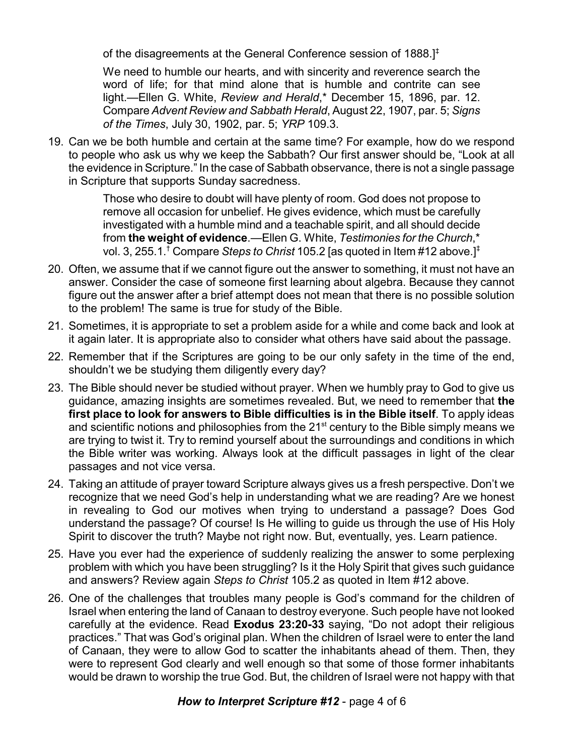of the disagreements at the General Conference session of 1888.][‡]

> We need to humble our hearts, and with sincerity and reverence search the word of life; for that mind alone that is humble and contrite can see light.—Ellen G. White, *Review and Herald*,* December 15, 1896, par. 12. Compare *Advent Review and Sabbath Herald*, August 22, 1907, par. 5; *Signs of the Times*, July 30, 1902, par. 5; *YRP* 109.3.

19. Can we be both humble and certain at the same time? For example, how do we respond to people who ask us why we keep the Sabbath? Our first answer should be, "Look at all the evidence in Scripture." In the case of Sabbath observance, there is not a single passage in Scripture that supports Sunday sacredness.

    > Those who desire to doubt will have plenty of room. God does not propose to remove all occasion for unbelief. He gives evidence, which must be carefully investigated with a humble mind and a teachable spirit, and all should decide from **the weight of evidence**.—Ellen G. White, *Testimonies for the Church*,* vol. 3, 255.1.[†] Compare *Steps to Christ* 105.2 [as quoted in Item #12 above.][‡]

20. Often, we assume that if we cannot figure out the answer to something, it must not have an answer. Consider the case of someone first learning about algebra. Because they cannot figure out the answer after a brief attempt does not mean that there is no possible solution to the problem! The same is true for study of the Bible.
21. Sometimes, it is appropriate to set a problem aside for a while and come back and look at it again later. It is appropriate also to consider what others have said about the passage.
22. Remember that if the Scriptures are going to be our only safety in the time of the end, shouldn't we be studying them diligently every day?
23. The Bible should never be studied without prayer. When we humbly pray to God to give us guidance, amazing insights are sometimes revealed. But, we need to remember that **the first place to look for answers to Bible difficulties is in the Bible itself**. To apply ideas and scientific notions and philosophies from the 21st century to the Bible simply means we are trying to twist it. Try to remind yourself about the surroundings and conditions in which the Bible writer was working. Always look at the difficult passages in light of the clear passages and not vice versa.
24. Taking an attitude of prayer toward Scripture always gives us a fresh perspective. Don't we recognize that we need God's help in understanding what we are reading? Are we honest in revealing to God our motives when trying to understand a passage? Does God understand the passage? Of course! Is He willing to guide us through the use of His Holy Spirit to discover the truth? Maybe not right now. But, eventually, yes. Learn patience.
25. Have you ever had the experience of suddenly realizing the answer to some perplexing problem with which you have been struggling? Is it the Holy Spirit that gives such guidance and answers? Review again *Steps to Christ* 105.2 as quoted in Item #12 above.
26. One of the challenges that troubles many people is God's command for the children of Israel when entering the land of Canaan to destroy everyone. Such people have not looked carefully at the evidence. Read **Exodus 23:20-33** saying, "Do not adopt their religious practices." That was God's original plan. When the children of Israel were to enter the land of Canaan, they were to allow God to scatter the inhabitants ahead of them. Then, they were to represent God clearly and well enough so that some of those former inhabitants would be drawn to worship the true God. But, the children of Israel were not happy with that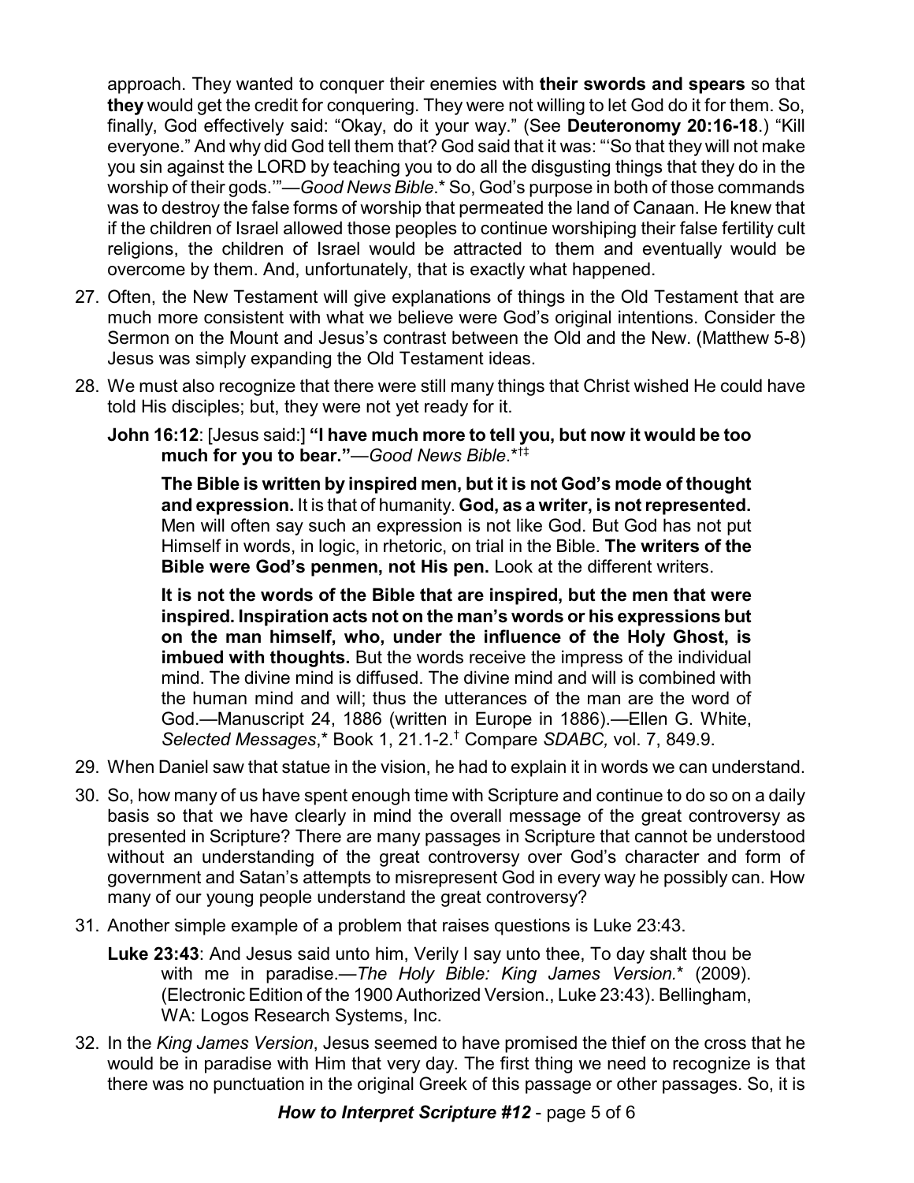approach. They wanted to conquer their enemies with **their swords and spears** so that **they** would get the credit for conquering. They were not willing to let God do it for them. So, finally, God effectively said: "Okay, do it your way." (See **Deuteronomy 20:16-18**.) "Kill everyone." And why did God tell them that? God said that it was: "'So that they will not make you sin against the LORD by teaching you to do all the disgusting things that they do in the worship of their gods.'"—*Good News Bible*.* So, God's purpose in both of those commands was to destroy the false forms of worship that permeated the land of Canaan. He knew that if the children of Israel allowed those peoples to continue worshiping their false fertility cult religions, the children of Israel would be attracted to them and eventually would be overcome by them. And, unfortunately, that is exactly what happened.

27. Often, the New Testament will give explanations of things in the Old Testament that are much more consistent with what we believe were God's original intentions. Consider the Sermon on the Mount and Jesus's contrast between the Old and the New. (Matthew 5-8) Jesus was simply expanding the Old Testament ideas.

28. We must also recognize that there were still many things that Christ wished He could have told His disciples; but, they were not yet ready for it.

    **John 16:12**: [Jesus said:] **"I have much more to tell you, but now it would be too much for you to bear."**—*Good News Bible*.*†‡

    > **The Bible is written by inspired men, but it is not God's mode of thought and expression.** It is that of humanity. **God, as a writer, is not represented.** Men will often say such an expression is not like God. But God has not put Himself in words, in logic, in rhetoric, on trial in the Bible. **The writers of the Bible were God's penmen, not His pen.** Look at the different writers.
    >
    > **It is not the words of the Bible that are inspired, but the men that were inspired. Inspiration acts not on the man's words or his expressions but on the man himself, who, under the influence of the Holy Ghost, is imbued with thoughts.** But the words receive the impress of the individual mind. The divine mind is diffused. The divine mind and will is combined with the human mind and will; thus the utterances of the man are the word of God.—Manuscript 24, 1886 (written in Europe in 1886).—Ellen G. White, *Selected Messages*,* Book 1, 21.1-2.† Compare *SDABC,* vol. 7, 849.9.

29. When Daniel saw that statue in the vision, he had to explain it in words we can understand.

30. So, how many of us have spent enough time with Scripture and continue to do so on a daily basis so that we have clearly in mind the overall message of the great controversy as presented in Scripture? There are many passages in Scripture that cannot be understood without an understanding of the great controversy over God's character and form of government and Satan's attempts to misrepresent God in every way he possibly can. How many of our young people understand the great controversy?

31. Another simple example of a problem that raises questions is Luke 23:43.

    **Luke 23:43**: And Jesus said unto him, Verily I say unto thee, To day shalt thou be with me in paradise.—*The Holy Bible: King James Version.** (2009). (Electronic Edition of the 1900 Authorized Version., Luke 23:43). Bellingham, WA: Logos Research Systems, Inc.

32. In the *King James Version*, Jesus seemed to have promised the thief on the cross that he would be in paradise with Him that very day. The first thing we need to recognize is that there was no punctuation in the original Greek of this passage or other passages. So, it is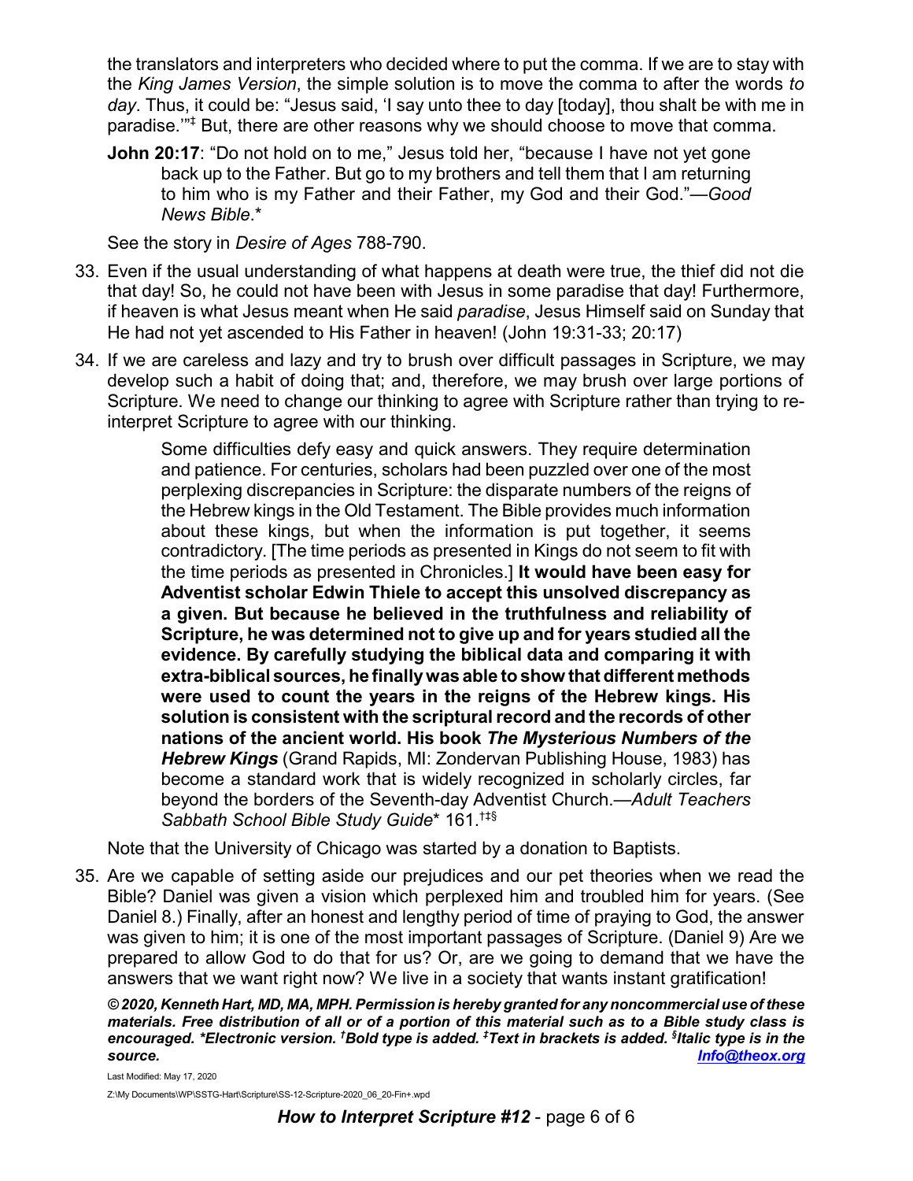the translators and interpreters who decided where to put the comma. If we are to stay with the *King James Version*, the simple solution is to move the comma to after the words *to day*. Thus, it could be: "Jesus said, 'I say unto thee to day [today], thou shalt be with me in paradise.'"[‡] But, there are other reasons why we should choose to move that comma.

> **John 20:17**: "Do not hold on to me," Jesus told her, "because I have not yet gone back up to the Father. But go to my brothers and tell them that I am returning to him who is my Father and their Father, my God and their God."—*Good News Bible*.*

See the story in *Desire of Ages* 788-790.

33. Even if the usual understanding of what happens at death were true, the thief did not die that day! So, he could not have been with Jesus in some paradise that day! Furthermore, if heaven is what Jesus meant when He said *paradise*, Jesus Himself said on Sunday that He had not yet ascended to His Father in heaven! (John 19:31-33; 20:17)

34. If we are careless and lazy and try to brush over difficult passages in Scripture, we may develop such a habit of doing that; and, therefore, we may brush over large portions of Scripture. We need to change our thinking to agree with Scripture rather than trying to re-interpret Scripture to agree with our thinking.

> Some difficulties defy easy and quick answers. They require determination and patience. For centuries, scholars had been puzzled over one of the most perplexing discrepancies in Scripture: the disparate numbers of the reigns of the Hebrew kings in the Old Testament. The Bible provides much information about these kings, but when the information is put together, it seems contradictory. [The time periods as presented in Kings do not seem to fit with the time periods as presented in Chronicles.] **It would have been easy for Adventist scholar Edwin Thiele to accept this unsolved discrepancy as a given. But because he believed in the truthfulness and reliability of Scripture, he was determined not to give up and for years studied all the evidence. By carefully studying the biblical data and comparing it with extra-biblical sources, he finally was able to show that different methods were used to count the years in the reigns of the Hebrew kings. His solution is consistent with the scriptural record and the records of other nations of the ancient world. His book *The Mysterious Numbers of the Hebrew Kings*** (Grand Rapids, MI: Zondervan Publishing House, 1983) has become a standard work that is widely recognized in scholarly circles, far beyond the borders of the Seventh-day Adventist Church.—*Adult Teachers Sabbath School Bible Study Guide** 161.[†‡§]

Note that the University of Chicago was started by a donation to Baptists.

35. Are we capable of setting aside our prejudices and our pet theories when we read the Bible? Daniel was given a vision which perplexed him and troubled him for years. (See Daniel 8.) Finally, after an honest and lengthy period of time of praying to God, the answer was given to him; it is one of the most important passages of Scripture. (Daniel 9) Are we prepared to allow God to do that for us? Or, are we going to demand that we have the answers that we want right now? We live in a society that wants instant gratification!

***© 2020, Kenneth Hart, MD, MA, MPH. Permission is hereby granted for any noncommercial use of these materials. Free distribution of all or of a portion of this material such as to a Bible study class is encouraged. *Electronic version. [†]Bold type is added. [‡]Text in brackets is added. [§]Italic type is in the source.*** ***Info@theox.org***

Last Modified: May 17, 2020

Z:\My Documents\WP\SSTG-Hart\Scripture\SS-12-Scripture-2020_06_20-Fin+.wpd